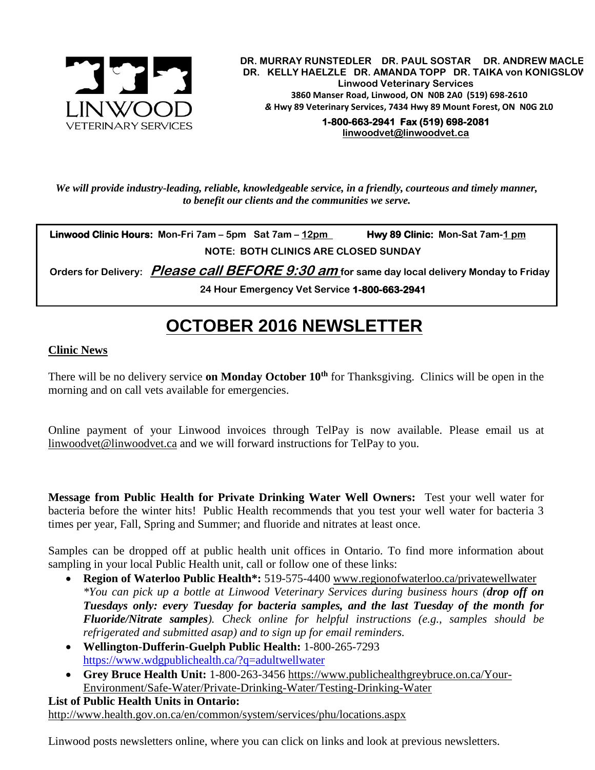LINWOOD VETERINARY SERVICES

**DR. MURRAY RUNSTEDLER DR. PAUL SOSTAR DR. ANDREW MACLE**
**DR. KELLY HAELZLE DR. AMANDA TOPP DR. TAIKA von KONIGSLOW**
**Linwood Veterinary Services**
**3860 Manser Road, Linwood, ON N0B 2A0 (519) 698-2610**
**& Hwy 89 Veterinary Services, 7434 Hwy 89 Mount Forest, ON N0G 2L0**
**1-800-663-2941 Fax (519) 698-2081**
**linwoodvet@linwoodvet.ca**

***We will provide industry-leading, reliable, knowledgeable service, in a friendly, courteous and timely manner, to benefit our clients and the communities we serve.***

**Linwood Clinic Hours: Mon-Fri 7am – 5pm Sat 7am – 12pm** **Hwy 89 Clinic: Mon-Sat 7am-1 pm**

**NOTE: BOTH CLINICS ARE CLOSED SUNDAY**

**Orders for Delivery: *Please call BEFORE 9:30 am* for same day local delivery Monday to Friday**

**24 Hour Emergency Vet Service 1-800-663-2941**

# OCTOBER 2016 NEWSLETTER

## Clinic News

There will be no delivery service **on Monday October 10th** for Thanksgiving. Clinics will be open in the morning and on call vets available for emergencies.

Online payment of your Linwood invoices through TelPay is now available. Please email us at linwoodvet@linwoodvet.ca and we will forward instructions for TelPay to you.

**Message from Public Health for Private Drinking Water Well Owners:** Test your well water for bacteria before the winter hits! Public Health recommends that you test your well water for bacteria 3 times per year, Fall, Spring and Summer; and fluoride and nitrates at least once.

Samples can be dropped off at public health unit offices in Ontario. To find more information about sampling in your local Public Health unit, call or follow one of these links:

- **Region of Waterloo Public Health*:** 519-575-4400 www.regionofwaterloo.ca/privatewellwater
  **You can pick up a bottle at Linwood Veterinary Services during business hours (**drop off on Tuesdays only: every Tuesday for bacteria samples, and the last Tuesday of the month for Fluoride/Nitrate samples**). Check online for helpful instructions (e.g., samples should be refrigerated and submitted asap) and to sign up for email reminders.*
- **Wellington-Dufferin-Guelph Public Health:** 1-800-265-7293 https://www.wdgpublichealth.ca/?q=adultwellwater
- **Grey Bruce Health Unit:** 1-800-263-3456 https://www.publichealthgreybruce.on.ca/Your-Environment/Safe-Water/Private-Drinking-Water/Testing-Drinking-Water

**List of Public Health Units in Ontario:**
http://www.health.gov.on.ca/en/common/system/services/phu/locations.aspx

Linwood posts newsletters online, where you can click on links and look at previous newsletters.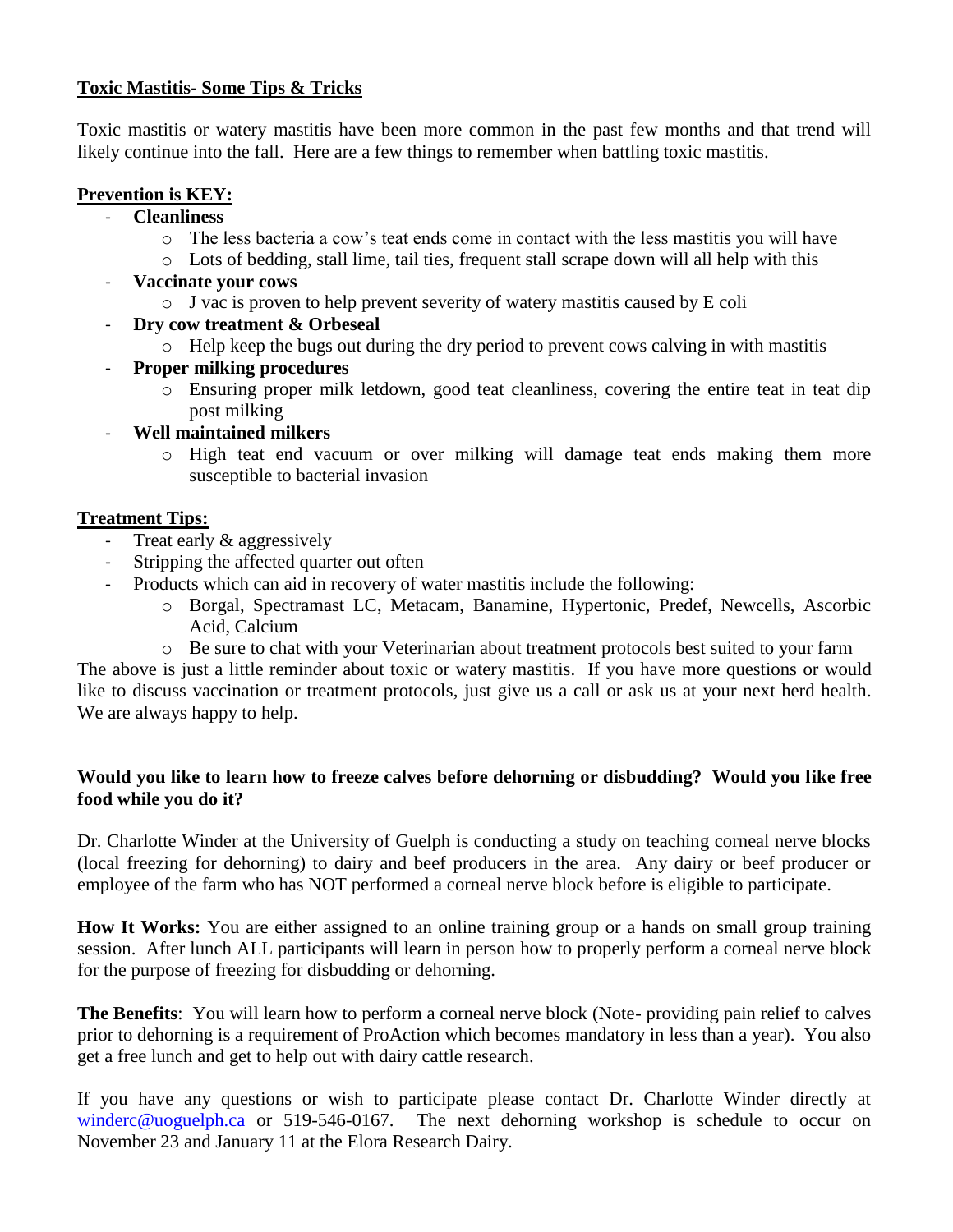**Toxic Mastitis- Some Tips & Tricks**

Toxic mastitis or watery mastitis have been more common in the past few months and that trend will likely continue into the fall. Here are a few things to remember when battling toxic mastitis.

**Prevention is KEY:**

- **Cleanliness**
  - The less bacteria a cow's teat ends come in contact with the less mastitis you will have
  - Lots of bedding, stall lime, tail ties, frequent stall scrape down will all help with this
- **Vaccinate your cows**
  - J vac is proven to help prevent severity of watery mastitis caused by E coli
- **Dry cow treatment & Orbeseal**
  - Help keep the bugs out during the dry period to prevent cows calving in with mastitis
- **Proper milking procedures**
  - Ensuring proper milk letdown, good teat cleanliness, covering the entire teat in teat dip post milking
- **Well maintained milkers**
  - High teat end vacuum or over milking will damage teat ends making them more susceptible to bacterial invasion

**Treatment Tips:**

- Treat early & aggressively
- Stripping the affected quarter out often
- Products which can aid in recovery of water mastitis include the following:
  - Borgal, Spectramast LC, Metacam, Banamine, Hypertonic, Predef, Newcells, Ascorbic Acid, Calcium
  - Be sure to chat with your Veterinarian about treatment protocols best suited to your farm

The above is just a little reminder about toxic or watery mastitis. If you have more questions or would like to discuss vaccination or treatment protocols, just give us a call or ask us at your next herd health. We are always happy to help.

**Would you like to learn how to freeze calves before dehorning or disbudding? Would you like free food while you do it?**

Dr. Charlotte Winder at the University of Guelph is conducting a study on teaching corneal nerve blocks (local freezing for dehorning) to dairy and beef producers in the area. Any dairy or beef producer or employee of the farm who has NOT performed a corneal nerve block before is eligible to participate.

**How It Works:** You are either assigned to an online training group or a hands on small group training session. After lunch ALL participants will learn in person how to properly perform a corneal nerve block for the purpose of freezing for disbudding or dehorning.

**The Benefits**: You will learn how to perform a corneal nerve block (Note- providing pain relief to calves prior to dehorning is a requirement of ProAction which becomes mandatory in less than a year). You also get a free lunch and get to help out with dairy cattle research.

If you have any questions or wish to participate please contact Dr. Charlotte Winder directly at winderc@uoguelph.ca or 519-546-0167. The next dehorning workshop is schedule to occur on November 23 and January 11 at the Elora Research Dairy.